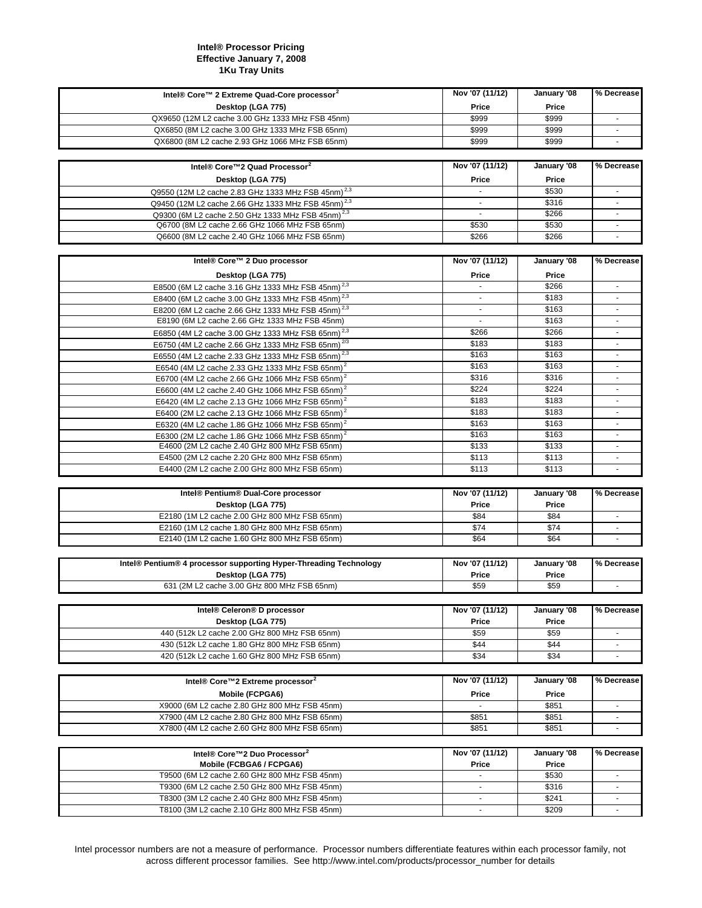**Intel® Processor Pricing**
**Effective January 7, 2008**
**1Ku Tray Units**

| Intel® Core™ 2 Extreme Quad-Core processor[2] | Nov '07 (11/12) | January '08 | % Decrease |
|---|---|---|---|
| **Desktop (LGA 775)** | **Price** | **Price** | |
| QX9650 (12M L2 cache 3.00 GHz 1333 MHz FSB 45nm) | $999 | $999 | - |
| QX6850 (8M L2 cache 3.00 GHz 1333 MHz FSB 65nm) | $999 | $999 | - |
| QX6800 (8M L2 cache 2.93 GHz 1066 MHz FSB 65nm) | $999 | $999 | - |

| Intel® Core™2 Quad Processor[2] | Nov '07 (11/12) | January '08 | % Decrease |
|---|---|---|---|
| **Desktop (LGA 775)** | **Price** | **Price** | |
| Q9550 (12M L2 cache 2.83 GHz 1333 MHz FSB 45nm)[2,3] | - | $530 | - |
| Q9450 (12M L2 cache 2.66 GHz 1333 MHz FSB 45nm)[2,3] | - | $316 | - |
| Q9300 (6M L2 cache 2.50 GHz 1333 MHz FSB 45nm)[2,3] | - | $266 | - |
| Q6700 (8M L2 cache 2.66 GHz 1066 MHz FSB 65nm) | $530 | $530 | - |
| Q6600 (8M L2 cache 2.40 GHz 1066 MHz FSB 65nm) | $266 | $266 | - |

| Intel® Core™ 2 Duo processor | Nov '07 (11/12) | January '08 | % Decrease |
|---|---|---|---|
| **Desktop (LGA 775)** | **Price** | **Price** | |
| E8500 (6M L2 cache 3.16 GHz 1333 MHz FSB 45nm)[2,3] | - | $266 | - |
| E8400 (6M L2 cache 3.00 GHz 1333 MHz FSB 45nm)[2,3] | - | $183 | - |
| E8200 (6M L2 cache 2.66 GHz 1333 MHz FSB 45nm)[2,3] | - | $163 | - |
| E8190 (6M L2 cache 2.66 GHz 1333 MHz FSB 45nm) | - | $163 | - |
| E6850 (4M L2 cache 3.00 GHz 1333 MHz FSB 65nm)[2,3] | $266 | $266 | - |
| E6750 (4M L2 cache 2.66 GHz 1333 MHz FSB 65nm)[2/3] | $183 | $183 | - |
| E6550 (4M L2 cache 2.33 GHz 1333 MHz FSB 65nm)[2,3] | $163 | $163 | - |
| E6540 (4M L2 cache 2.33 GHz 1333 MHz FSB 65nm)[2] | $163 | $163 | - |
| E6700 (4M L2 cache 2.66 GHz 1066 MHz FSB 65nm)[2] | $316 | $316 | - |
| E6600 (4M L2 cache 2.40 GHz 1066 MHz FSB 65nm)[2] | $224 | $224 | - |
| E6420 (4M L2 cache 2.13 GHz 1066 MHz FSB 65nm)[2] | $183 | $183 | - |
| E6400 (2M L2 cache 2.13 GHz 1066 MHz FSB 65nm)[2] | $183 | $183 | - |
| E6320 (4M L2 cache 1.86 GHz 1066 MHz FSB 65nm)[2] | $163 | $163 | - |
| E6300 (2M L2 cache 1.86 GHz 1066 MHz FSB 65nm)[2] | $163 | $163 | - |
| E4600 (2M L2 cache 2.40 GHz 800 MHz FSB 65nm) | $133 | $133 | - |
| E4500 (2M L2 cache 2.20 GHz 800 MHz FSB 65nm) | $113 | $113 | - |
| E4400 (2M L2 cache 2.00 GHz 800 MHz FSB 65nm) | $113 | $113 | - |

| Intel® Pentium® Dual-Core processor | Nov '07 (11/12) | January '08 | % Decrease |
|---|---|---|---|
| **Desktop (LGA 775)** | **Price** | **Price** | |
| E2180 (1M L2 cache 2.00 GHz 800 MHz FSB 65nm) | $84 | $84 | - |
| E2160 (1M L2 cache 1.80 GHz 800 MHz FSB 65nm) | $74 | $74 | - |
| E2140 (1M L2 cache 1.60 GHz 800 MHz FSB 65nm) | $64 | $64 | - |

| Intel® Pentium® 4 processor supporting Hyper-Threading Technology | Nov '07 (11/12) | January '08 | % Decrease |
|---|---|---|---|
| **Desktop (LGA 775)** | **Price** | **Price** | |
| 631 (2M L2 cache 3.00 GHz 800 MHz FSB 65nm) | $59 | $59 | - |

| Intel® Celeron® D processor | Nov '07 (11/12) | January '08 | % Decrease |
|---|---|---|---|
| **Desktop (LGA 775)** | **Price** | **Price** | |
| 440 (512k L2 cache 2.00 GHz 800 MHz FSB 65nm) | $59 | $59 | - |
| 430 (512k L2 cache 1.80 GHz 800 MHz FSB 65nm) | $44 | $44 | - |
| 420 (512k L2 cache 1.60 GHz 800 MHz FSB 65nm) | $34 | $34 | - |

| Intel® Core™2 Extreme processor[2] | Nov '07 (11/12) | January '08 | % Decrease |
|---|---|---|---|
| **Mobile (FCPGA6)** | **Price** | **Price** | |
| X9000 (6M L2 cache 2.80 GHz 800 MHz FSB 45nm) | - | $851 | - |
| X7900 (4M L2 cache 2.80 GHz 800 MHz FSB 65nm) | $851 | $851 | - |
| X7800 (4M L2 cache 2.60 GHz 800 MHz FSB 65nm) | $851 | $851 | - |

| Intel® Core™2 Duo Processor[2] | Nov '07 (11/12) | January '08 | % Decrease |
|---|---|---|---|
| **Mobile (FCBGA6 / FCPGA6)** | **Price** | **Price** | |
| T9500 (6M L2 cache 2.60 GHz 800 MHz FSB 45nm) | - | $530 | - |
| T9300 (6M L2 cache 2.50 GHz 800 MHz FSB 45nm) | - | $316 | - |
| T8300 (3M L2 cache 2.40 GHz 800 MHz FSB 45nm) | - | $241 | - |
| T8100 (3M L2 cache 2.10 GHz 800 MHz FSB 45nm) | - | $209 | - |

Intel processor numbers are not a measure of performance. Processor numbers differentiate features within each processor family, not across different processor families. See http://www.intel.com/products/processor_number for details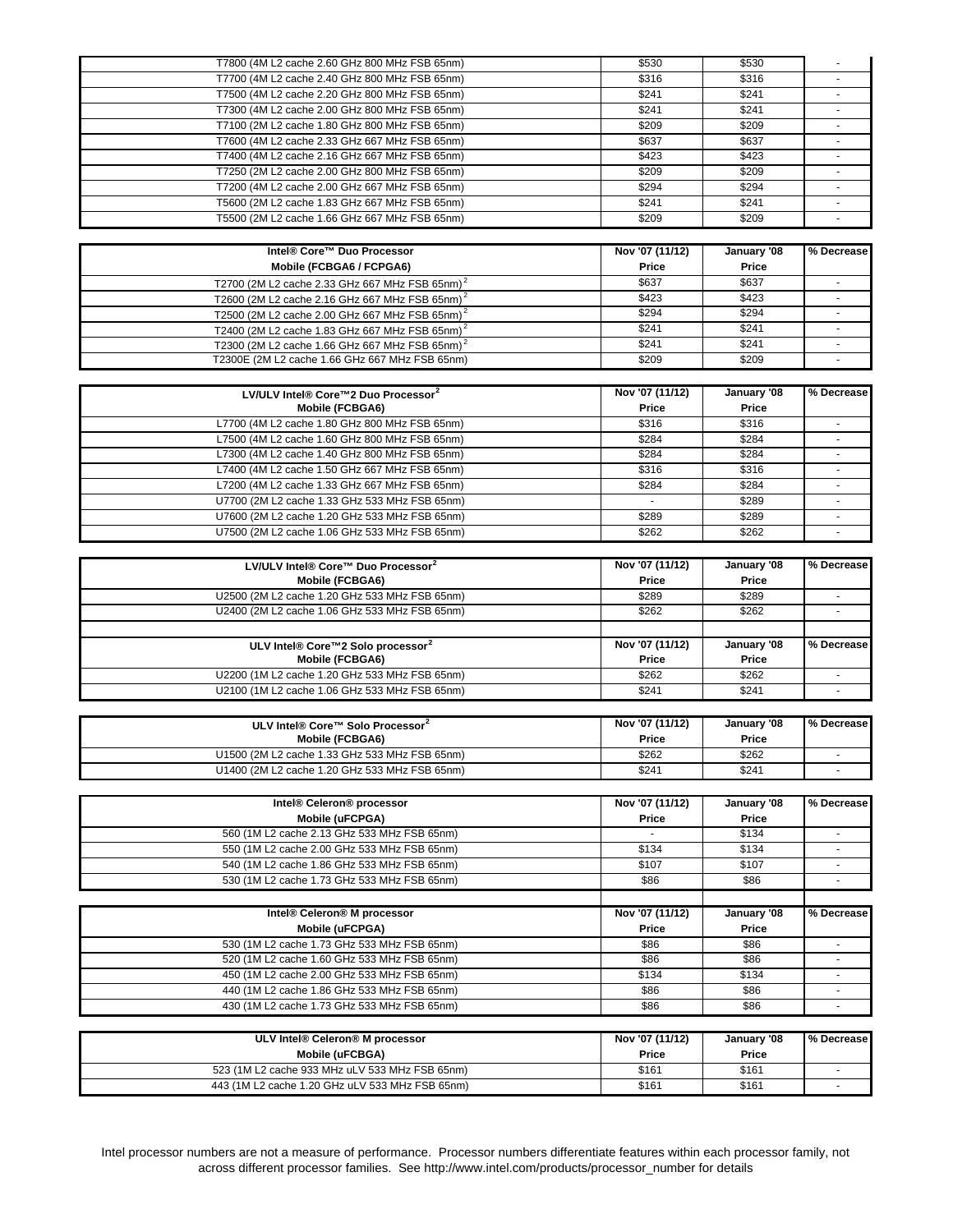| | | | |
|---|---|---|---|
| T7800 (4M L2 cache 2.60 GHz 800 MHz FSB 65nm) | $530 | $530 | - |
| T7700 (4M L2 cache 2.40 GHz 800 MHz FSB 65nm) | $316 | $316 | - |
| T7500 (4M L2 cache 2.20 GHz 800 MHz FSB 65nm) | $241 | $241 | - |
| T7300 (4M L2 cache 2.00 GHz 800 MHz FSB 65nm) | $241 | $241 | - |
| T7100 (2M L2 cache 1.80 GHz 800 MHz FSB 65nm) | $209 | $209 | - |
| T7600 (4M L2 cache 2.33 GHz 667 MHz FSB 65nm) | $637 | $637 | - |
| T7400 (4M L2 cache 2.16 GHz 667 MHz FSB 65nm) | $423 | $423 | - |
| T7250 (2M L2 cache 2.00 GHz 800 MHz FSB 65nm) | $209 | $209 | - |
| T7200 (4M L2 cache 2.00 GHz 667 MHz FSB 65nm) | $294 | $294 | - |
| T5600 (2M L2 cache 1.83 GHz 667 MHz FSB 65nm) | $241 | $241 | - |
| T5500 (2M L2 cache 1.66 GHz 667 MHz FSB 65nm) | $209 | $209 | - |

| Intel® Core™ Duo Processor Mobile (FCBGA6 / FCPGA6) | Nov '07 (11/12) Price | January '08 Price | % Decrease |
|---|---|---|---|
| T2700 (2M L2 cache 2.33 GHz 667 MHz FSB 65nm) [2] | $637 | $637 | - |
| T2600 (2M L2 cache 2.16 GHz 667 MHz FSB 65nm) [2] | $423 | $423 | - |
| T2500 (2M L2 cache 2.00 GHz 667 MHz FSB 65nm) [2] | $294 | $294 | - |
| T2400 (2M L2 cache 1.83 GHz 667 MHz FSB 65nm) [2] | $241 | $241 | - |
| T2300 (2M L2 cache 1.66 GHz 667 MHz FSB 65nm) [2] | $241 | $241 | - |
| T2300E (2M L2 cache 1.66 GHz 667 MHz FSB 65nm) | $209 | $209 | - |

| LV/ULV Intel® Core™2 Duo Processor[2] Mobile (FCBGA6) | Nov '07 (11/12) Price | January '08 Price | % Decrease |
|---|---|---|---|
| L7700 (4M L2 cache 1.80 GHz 800 MHz FSB 65nm) | $316 | $316 | - |
| L7500 (4M L2 cache 1.60 GHz 800 MHz FSB 65nm) | $284 | $284 | - |
| L7300 (4M L2 cache 1.40 GHz 800 MHz FSB 65nm) | $284 | $284 | - |
| L7400 (4M L2 cache 1.50 GHz 667 MHz FSB 65nm) | $316 | $316 | - |
| L7200 (4M L2 cache 1.33 GHz 667 MHz FSB 65nm) | $284 | $284 | - |
| U7700 (2M L2 cache 1.33 GHz 533 MHz FSB 65nm) | - | $289 | - |
| U7600 (2M L2 cache 1.20 GHz 533 MHz FSB 65nm) | $289 | $289 | - |
| U7500 (2M L2 cache 1.06 GHz 533 MHz FSB 65nm) | $262 | $262 | - |

| LV/ULV Intel® Core™ Duo Processor[2] Mobile (FCBGA6) | Nov '07 (11/12) Price | January '08 Price | % Decrease |
|---|---|---|---|
| U2500 (2M L2 cache 1.20 GHz 533 MHz FSB 65nm) | $289 | $289 | - |
| U2400 (2M L2 cache 1.06 GHz 533 MHz FSB 65nm) | $262 | $262 | - |
| | | | |
| **ULV Intel® Core™2 Solo processor[2] Mobile (FCBGA6)** | **Nov '07 (11/12) Price** | **January '08 Price** | **% Decrease** |
| U2200 (1M L2 cache 1.20 GHz 533 MHz FSB 65nm) | $262 | $262 | - |
| U2100 (1M L2 cache 1.06 GHz 533 MHz FSB 65nm) | $241 | $241 | - |

| ULV Intel® Core™ Solo Processor[2] Mobile (FCBGA6) | Nov '07 (11/12) Price | January '08 Price | % Decrease |
|---|---|---|---|
| U1500 (2M L2 cache 1.33 GHz 533 MHz FSB 65nm) | $262 | $262 | - |
| U1400 (2M L2 cache 1.20 GHz 533 MHz FSB 65nm) | $241 | $241 | - |

| Intel® Celeron® processor Mobile (uFCPGA) | Nov '07 (11/12) Price | January '08 Price | % Decrease |
|---|---|---|---|
| 560 (1M L2 cache 2.13 GHz 533 MHz FSB 65nm) | - | $134 | - |
| 550 (1M L2 cache 2.00 GHz 533 MHz FSB 65nm) | $134 | $134 | - |
| 540 (1M L2 cache 1.86 GHz 533 MHz FSB 65nm) | $107 | $107 | - |
| 530 (1M L2 cache 1.73 GHz 533 MHz FSB 65nm) | $86 | $86 | - |

| Intel® Celeron® M processor Mobile (uFCPGA) | Nov '07 (11/12) Price | January '08 Price | % Decrease |
|---|---|---|---|
| 530 (1M L2 cache 1.73 GHz 533 MHz FSB 65nm) | $86 | $86 | - |
| 520 (1M L2 cache 1.60 GHz 533 MHz FSB 65nm) | $86 | $86 | - |
| 450 (1M L2 cache 2.00 GHz 533 MHz FSB 65nm) | $134 | $134 | - |
| 440 (1M L2 cache 1.86 GHz 533 MHz FSB 65nm) | $86 | $86 | - |
| 430 (1M L2 cache 1.73 GHz 533 MHz FSB 65nm) | $86 | $86 | - |

| ULV Intel® Celeron® M processor Mobile (uFCBGA) | Nov '07 (11/12) Price | January '08 Price | % Decrease |
|---|---|---|---|
| 523 (1M L2 cache 933 MHz uLV 533 MHz FSB 65nm) | $161 | $161 | - |
| 443 (1M L2 cache 1.20 GHz uLV 533 MHz FSB 65nm) | $161 | $161 | - |

Intel processor numbers are not a measure of performance. Processor numbers differentiate features within each processor family, not across different processor families. See http://www.intel.com/products/processor_number for details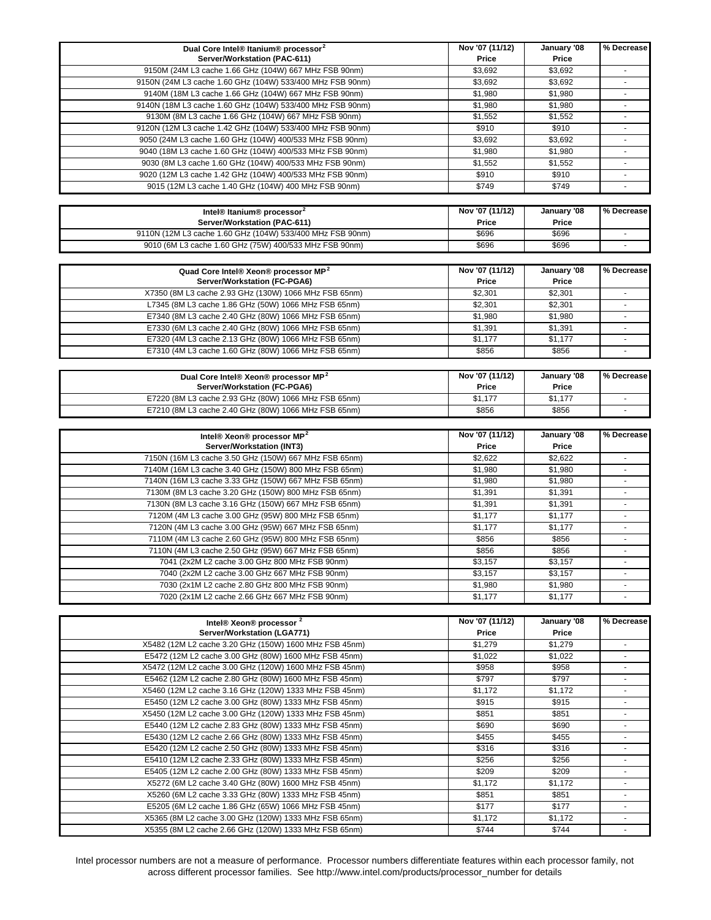| Dual Core Intel® Itanium® processor[2] Server/Workstation (PAC-611) | Nov '07 (11/12) Price | January '08 Price | % Decrease |
|---|---|---|---|
| 9150M (24M L3 cache 1.66 GHz (104W) 667 MHz FSB 90nm) | $3,692 | $3,692 | - |
| 9150N (24M L3 cache 1.60 GHz (104W) 533/400 MHz FSB 90nm) | $3,692 | $3,692 | - |
| 9140M (18M L3 cache 1.66 GHz (104W) 667 MHz FSB 90nm) | $1,980 | $1,980 | - |
| 9140N (18M L3 cache 1.60 GHz (104W) 533/400 MHz FSB 90nm) | $1,980 | $1,980 | - |
| 9130M (8M L3 cache 1.66 GHz (104W) 667 MHz FSB 90nm) | $1,552 | $1,552 | - |
| 9120N (12M L3 cache 1.42 GHz (104W) 533/400 MHz FSB 90nm) | $910 | $910 | - |
| 9050 (24M L3 cache 1.60 GHz (104W) 400/533 MHz FSB 90nm) | $3,692 | $3,692 | - |
| 9040 (18M L3 cache 1.60 GHz (104W) 400/533 MHz FSB 90nm) | $1,980 | $1,980 | - |
| 9030 (8M L3 cache 1.60 GHz (104W) 400/533 MHz FSB 90nm) | $1,552 | $1,552 | - |
| 9020 (12M L3 cache 1.42 GHz (104W) 400/533 MHz FSB 90nm) | $910 | $910 | - |
| 9015 (12M L3 cache 1.40 GHz (104W) 400 MHz FSB 90nm) | $749 | $749 | - |

| Intel® Itanium® processor[2] Server/Workstation (PAC-611) | Nov '07 (11/12) Price | January '08 Price | % Decrease |
|---|---|---|---|
| 9110N (12M L3 cache 1.60 GHz (104W) 533/400 MHz FSB 90nm) | $696 | $696 | - |
| 9010 (6M L3 cache 1.60 GHz (75W) 400/533 MHz FSB 90nm) | $696 | $696 | - |

| Quad Core Intel® Xeon® processor MP[2] Server/Workstation (FC-PGA6) | Nov '07 (11/12) Price | January '08 Price | % Decrease |
|---|---|---|---|
| X7350 (8M L3 cache 2.93 GHz (130W) 1066 MHz FSB 65nm) | $2,301 | $2,301 | - |
| L7345 (8M L3 cache 1.86 GHz (50W) 1066 MHz FSB 65nm) | $2,301 | $2,301 | - |
| E7340 (8M L3 cache 2.40 GHz (80W) 1066 MHz FSB 65nm) | $1,980 | $1,980 | - |
| E7330 (6M L3 cache 2.40 GHz (80W) 1066 MHz FSB 65nm) | $1,391 | $1,391 | - |
| E7320 (4M L3 cache 2.13 GHz (80W) 1066 MHz FSB 65nm) | $1,177 | $1,177 | - |
| E7310 (4M L3 cache 1.60 GHz (80W) 1066 MHz FSB 65nm) | $856 | $856 | - |

| Dual Core Intel® Xeon® processor MP[2] Server/Workstation (FC-PGA6) | Nov '07 (11/12) Price | January '08 Price | % Decrease |
|---|---|---|---|
| E7220 (8M L3 cache 2.93 GHz (80W) 1066 MHz FSB 65nm) | $1,177 | $1,177 | - |
| E7210 (8M L3 cache 2.40 GHz (80W) 1066 MHz FSB 65nm) | $856 | $856 | - |

| Intel® Xeon® processor MP[2] Server/Workstation (INT3) | Nov '07 (11/12) Price | January '08 Price | % Decrease |
|---|---|---|---|
| 7150N (16M L3 cache 3.50 GHz (150W) 667 MHz FSB 65nm) | $2,622 | $2,622 | - |
| 7140M (16M L3 cache 3.40 GHz (150W) 800 MHz FSB 65nm) | $1,980 | $1,980 | - |
| 7140N (16M L3 cache 3.33 GHz (150W) 667 MHz FSB 65nm) | $1,980 | $1,980 | - |
| 7130M (8M L3 cache 3.20 GHz (150W) 800 MHz FSB 65nm) | $1,391 | $1,391 | - |
| 7130N (8M L3 cache 3.16 GHz (150W) 667 MHz FSB 65nm) | $1,391 | $1,391 | - |
| 7120M (4M L3 cache 3.00 GHz (95W) 800 MHz FSB 65nm) | $1,177 | $1,177 | - |
| 7120N (4M L3 cache 3.00 GHz (95W) 667 MHz FSB 65nm) | $1,177 | $1,177 | - |
| 7110M (4M L3 cache 2.60 GHz (95W) 800 MHz FSB 65nm) | $856 | $856 | - |
| 7110N (4M L3 cache 2.50 GHz (95W) 667 MHz FSB 65nm) | $856 | $856 | - |
| 7041 (2x2M L2 cache 3.00 GHz 800 MHz FSB 90nm) | $3,157 | $3,157 | - |
| 7040 (2x2M L2 cache 3.00 GHz 667 MHz FSB 90nm) | $3,157 | $3,157 | - |
| 7030 (2x1M L2 cache 2.80 GHz 800 MHz FSB 90nm) | $1,980 | $1,980 | - |
| 7020 (2x1M L2 cache 2.66 GHz 667 MHz FSB 90nm) | $1,177 | $1,177 | - |

| Intel® Xeon® processor [2] Server/Workstation (LGA771) | Nov '07 (11/12) Price | January '08 Price | % Decrease |
|---|---|---|---|
| X5482 (12M L2 cache 3.20 GHz (150W) 1600 MHz FSB 45nm) | $1,279 | $1,279 | - |
| E5472 (12M L2 cache 3.00 GHz (80W) 1600 MHz FSB 45nm) | $1,022 | $1,022 | - |
| X5472 (12M L2 cache 3.00 GHz (120W) 1600 MHz FSB 45nm) | $958 | $958 | - |
| E5462 (12M L2 cache 2.80 GHz (80W) 1600 MHz FSB 45nm) | $797 | $797 | - |
| X5460 (12M L2 cache 3.16 GHz (120W) 1333 MHz FSB 45nm) | $1,172 | $1,172 | - |
| E5450 (12M L2 cache 3.00 GHz (80W) 1333 MHz FSB 45nm) | $915 | $915 | - |
| X5450 (12M L2 cache 3.00 GHz (120W) 1333 MHz FSB 45nm) | $851 | $851 | - |
| E5440 (12M L2 cache 2.83 GHz (80W) 1333 MHz FSB 45nm) | $690 | $690 | - |
| E5430 (12M L2 cache 2.66 GHz (80W) 1333 MHz FSB 45nm) | $455 | $455 | - |
| E5420 (12M L2 cache 2.50 GHz (80W) 1333 MHz FSB 45nm) | $316 | $316 | - |
| E5410 (12M L2 cache 2.33 GHz (80W) 1333 MHz FSB 45nm) | $256 | $256 | - |
| E5405 (12M L2 cache 2.00 GHz (80W) 1333 MHz FSB 45nm) | $209 | $209 | - |
| X5272 (6M L2 cache 3.40 GHz (80W) 1600 MHz FSB 45nm) | $1,172 | $1,172 | - |
| X5260 (6M L2 cache 3.33 GHz (80W) 1333 MHz FSB 45nm) | $851 | $851 | - |
| E5205 (6M L2 cache 1.86 GHz (65W) 1066 MHz FSB 45nm) | $177 | $177 | - |
| X5365 (8M L2 cache 3.00 GHz (120W) 1333 MHz FSB 65nm) | $1,172 | $1,172 | - |
| X5355 (8M L2 cache 2.66 GHz (120W) 1333 MHz FSB 65nm) | $744 | $744 | - |

Intel processor numbers are not a measure of performance. Processor numbers differentiate features within each processor family, not across different processor families. See http://www.intel.com/products/processor_number for details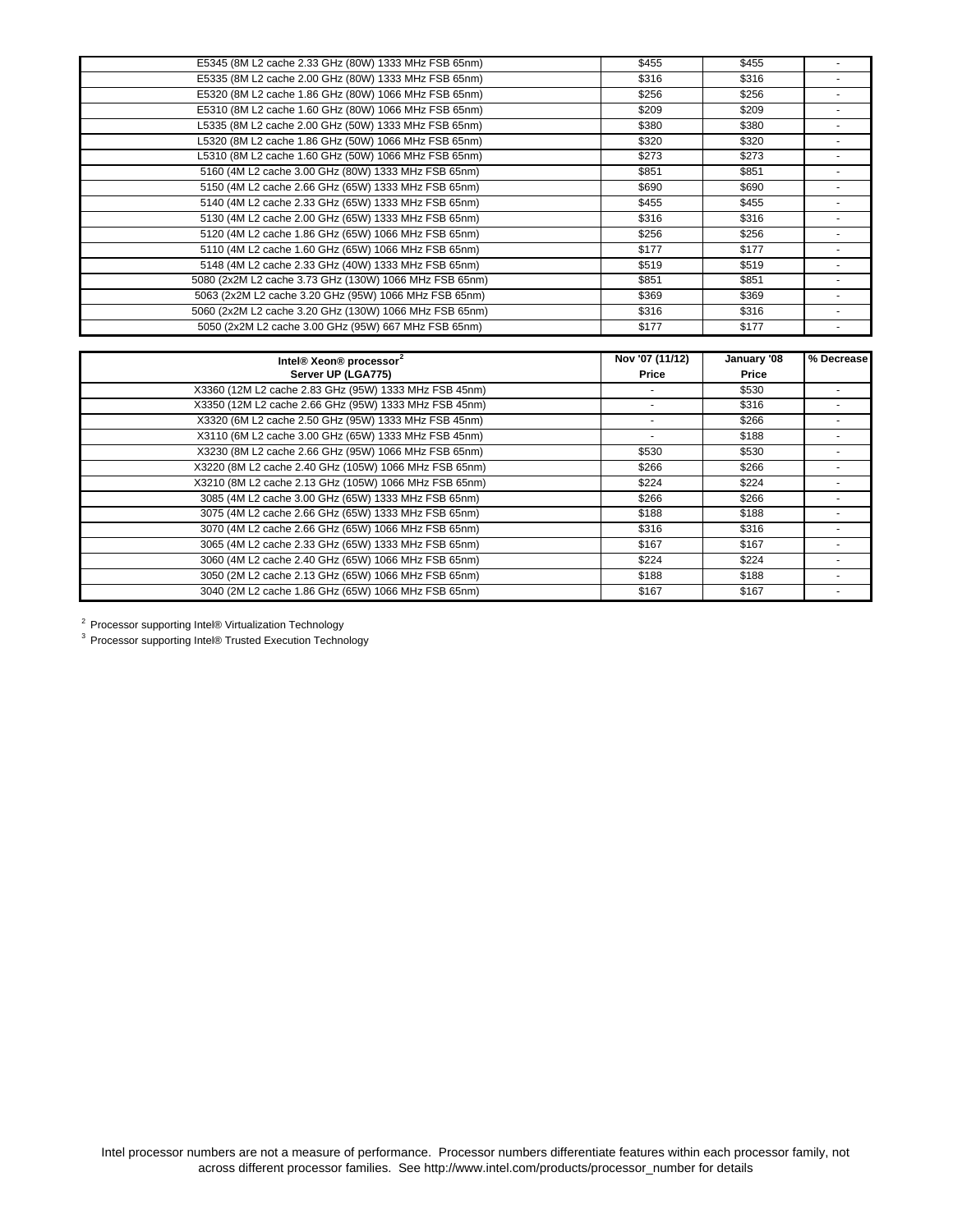| | | | |
|---|---|---|---|
| E5345 (8M L2 cache 2.33 GHz (80W) 1333 MHz FSB 65nm) | $455 | $455 | - |
| E5335 (8M L2 cache 2.00 GHz (80W) 1333 MHz FSB 65nm) | $316 | $316 | - |
| E5320 (8M L2 cache 1.86 GHz (80W) 1066 MHz FSB 65nm) | $256 | $256 | - |
| E5310 (8M L2 cache 1.60 GHz (80W) 1066 MHz FSB 65nm) | $209 | $209 | - |
| L5335 (8M L2 cache 2.00 GHz (50W) 1333 MHz FSB 65nm) | $380 | $380 | - |
| L5320 (8M L2 cache 1.86 GHz (50W) 1066 MHz FSB 65nm) | $320 | $320 | - |
| L5310 (8M L2 cache 1.60 GHz (50W) 1066 MHz FSB 65nm) | $273 | $273 | - |
| 5160 (4M L2 cache 3.00 GHz (80W) 1333 MHz FSB 65nm) | $851 | $851 | - |
| 5150 (4M L2 cache 2.66 GHz (65W) 1333 MHz FSB 65nm) | $690 | $690 | - |
| 5140 (4M L2 cache 2.33 GHz (65W) 1333 MHz FSB 65nm) | $455 | $455 | - |
| 5130 (4M L2 cache 2.00 GHz (65W) 1333 MHz FSB 65nm) | $316 | $316 | - |
| 5120 (4M L2 cache 1.86 GHz (65W) 1066 MHz FSB 65nm) | $256 | $256 | - |
| 5110 (4M L2 cache 1.60 GHz (65W) 1066 MHz FSB 65nm) | $177 | $177 | - |
| 5148 (4M L2 cache 2.33 GHz (40W) 1333 MHz FSB 65nm) | $519 | $519 | - |
| 5080 (2x2M L2 cache 3.73 GHz (130W) 1066 MHz FSB 65nm) | $851 | $851 | - |
| 5063 (2x2M L2 cache 3.20 GHz (95W) 1066 MHz FSB 65nm) | $369 | $369 | - |
| 5060 (2x2M L2 cache 3.20 GHz (130W) 1066 MHz FSB 65nm) | $316 | $316 | - |
| 5050 (2x2M L2 cache 3.00 GHz (95W) 667 MHz FSB 65nm) | $177 | $177 | - |

| **Intel® Xeon® processor[2] Server UP (LGA775)** | **Nov '07 (11/12) Price** | **January '08 Price** | **% Decrease** |
|---|---|---|---|
| X3360 (12M L2 cache 2.83 GHz (95W) 1333 MHz FSB 45nm) | - | $530 | - |
| X3350 (12M L2 cache 2.66 GHz (95W) 1333 MHz FSB 45nm) | - | $316 | - |
| X3320 (6M L2 cache 2.50 GHz (95W) 1333 MHz FSB 45nm) | - | $266 | - |
| X3110 (6M L2 cache 3.00 GHz (65W) 1333 MHz FSB 45nm) | - | $188 | - |
| X3230 (8M L2 cache 2.66 GHz (95W) 1066 MHz FSB 65nm) | $530 | $530 | - |
| X3220 (8M L2 cache 2.40 GHz (105W) 1066 MHz FSB 65nm) | $266 | $266 | - |
| X3210 (8M L2 cache 2.13 GHz (105W) 1066 MHz FSB 65nm) | $224 | $224 | - |
| 3085 (4M L2 cache 3.00 GHz (65W) 1333 MHz FSB 65nm) | $266 | $266 | - |
| 3075 (4M L2 cache 2.66 GHz (65W) 1333 MHz FSB 65nm) | $188 | $188 | - |
| 3070 (4M L2 cache 2.66 GHz (65W) 1066 MHz FSB 65nm) | $316 | $316 | - |
| 3065 (4M L2 cache 2.33 GHz (65W) 1333 MHz FSB 65nm) | $167 | $167 | - |
| 3060 (4M L2 cache 2.40 GHz (65W) 1066 MHz FSB 65nm) | $224 | $224 | - |
| 3050 (2M L2 cache 2.13 GHz (65W) 1066 MHz FSB 65nm) | $188 | $188 | - |
| 3040 (2M L2 cache 1.86 GHz (65W) 1066 MHz FSB 65nm) | $167 | $167 | - |

[2] Processor supporting Intel® Virtualization Technology

[3] Processor supporting Intel® Trusted Execution Technology

Intel processor numbers are not a measure of performance. Processor numbers differentiate features within each processor family, not across different processor families. See http://www.intel.com/products/processor_number for details